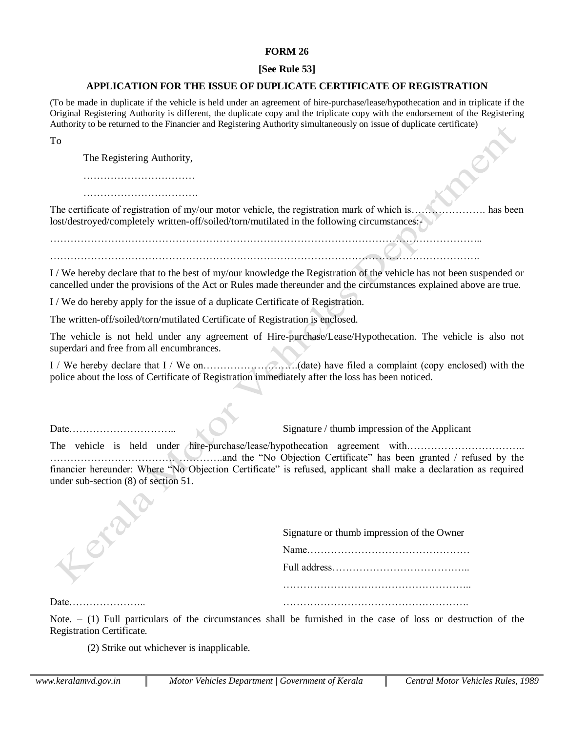**FORM 26**

**[See Rule 53]**

**APPLICATION FOR THE ISSUE OF DUPLICATE CERTIFICATE OF REGISTRATION**

(To be made in duplicate if the vehicle is held under an agreement of hire-purchase/lease/hypothecation and in triplicate if the Original Registering Authority is different, the duplicate copy and the triplicate copy with the endorsement of the Registering Authority to be returned to the Financier and Registering Authority simultaneously on issue of duplicate certificate)

To

The Registering Authority,

……………………………

…………………………….

The certificate of registration of my/our motor vehicle, the registration mark of which is…………………. has been lost/destroyed/completely written-off/soiled/torn/mutilated in the following circumstances:-

……………………………………………………………………………………………………………..

…………………………………………………………………………………………………………….

I / We hereby declare that to the best of my/our knowledge the Registration of the vehicle has not been suspended or cancelled under the provisions of the Act or Rules made thereunder and the circumstances explained above are true.

I / We do hereby apply for the issue of a duplicate Certificate of Registration.

The written-off/soiled/torn/mutilated Certificate of Registration is enclosed.

The vehicle is not held under any agreement of Hire-purchase/Lease/Hypothecation. The vehicle is also not superdari and free from all encumbrances.

I / We hereby declare that I / We on……………………….(date) have filed a complaint (copy enclosed) with the police about the loss of Certificate of Registration immediately after the loss has been noticed.

Date…………………………..

Signature / thumb impression of the Applicant

The vehicle is held under hire-purchase/lease/hypothecation agreement with…………………………….. ……………………………………………..and the "No Objection Certificate" has been granted / refused by the financier hereunder: Where "No Objection Certificate" is refused, applicant shall make a declaration as required under sub-section (8) of section 51.

Signature or thumb impression of the Owner

Name…………………………………………

Full address…………………………………..

………………………………………………..

Date…………………..

……………………………………………….

Note. – (1) Full particulars of the circumstances shall be furnished in the case of loss or destruction of the Registration Certificate.

(2) Strike out whichever is inapplicable.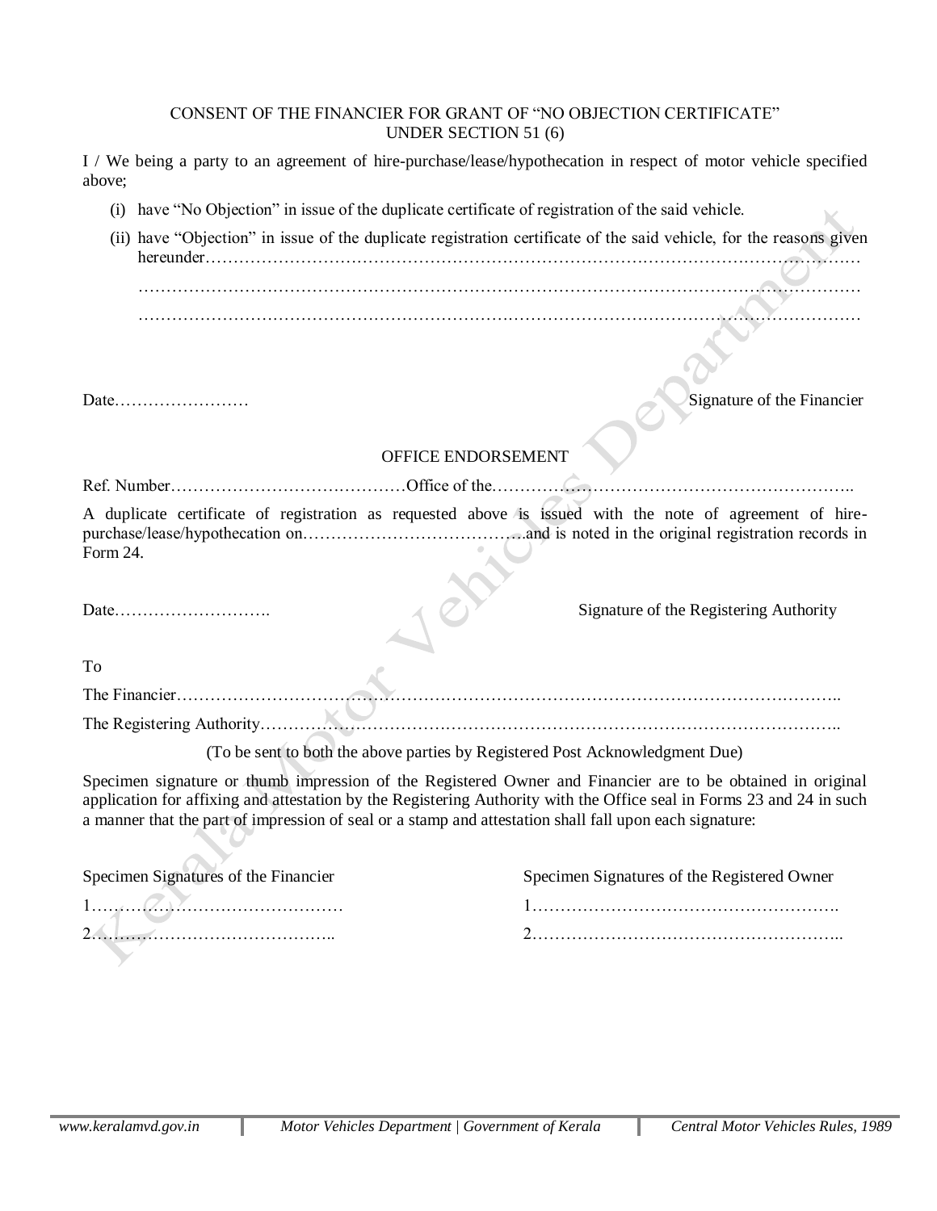CONSENT OF THE FINANCIER FOR GRANT OF "NO OBJECTION CERTIFICATE"
UNDER SECTION 51 (6)

I / We being a party to an agreement of hire-purchase/lease/hypothecation in respect of motor vehicle specified above;

(i) have "No Objection" in issue of the duplicate certificate of registration of the said vehicle.

(ii) have "Objection" in issue of the duplicate registration certificate of the said vehicle, for the reasons given hereunder……………………………………………………………………………………………………

……………………………………………………………………………………………………………………

……………………………………………………………………………………………………………………

Date…………………… Signature of the Financier

OFFICE ENDORSEMENT

Ref. Number……………………………………Office of the………………………………………………………..

A duplicate certificate of registration as requested above is issued with the note of agreement of hire-purchase/lease/hypothecation on………………………………….and is noted in the original registration records in Form 24.

Date………………………. Signature of the Registering Authority

To

The Financier……………………………………………………………………………………………………..

The Registering Authority………………………………………………………………………………………..

(To be sent to both the above parties by Registered Post Acknowledgment Due)

Specimen signature or thumb impression of the Registered Owner and Financier are to be obtained in original application for affixing and attestation by the Registering Authority with the Office seal in Forms 23 and 24 in such a manner that the part of impression of seal or a stamp and attestation shall fall upon each signature:

| Specimen Signatures of the Financier | Specimen Signatures of the Registered Owner |
|---|---|
| 1……………………………………… | 1………………………………………………. |
| 2…………………………………….. | 2……………………………………………….. |